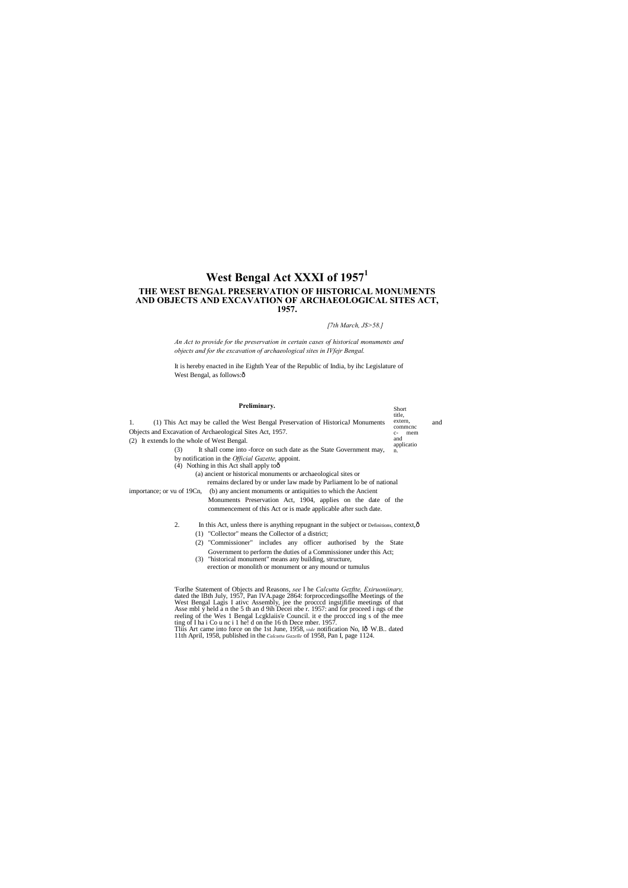# West Bengal Act XXXI of 1957[1]

## THE WEST BENGAL PRESERVATION OF HISTORICAL MONUMENTS AND OBJECTS AND EXCAVATION OF ARCHAEOLOGICAL SITES ACT, 1957.

*[7th March, J$>58.]*

*An Act to provide for the preservation in certain cases of historical monuments and objects and for the excavation of archaeological sites in IVfejr Bengal.*

It is hereby enacted in ihe Eighth Year of the Republic of India, by ihc Legislature of West Bengal, as follows:ô

### Preliminary.

Short title, extern, commcnc c- mem and applicatio n.

1. (1) This Act may be called the West Bengal Preservation of HistoricaJ Monuments and Objects and Excavation of Archaeological Sites Act, 1957.

(2) It extends lo the whole of West Bengal.

(3) It shall come into -force on such date as the State Government may, by notification in the *Official Gazette,* appoint.

(4) Nothing in this Act shall apply toô

(a) ancient or historical monuments or archaeological sites or remains declared by or under law made by Parliament lo be of national importance; or vu of 19Cn,

(b) any ancient monuments or antiquities to which the Ancient Monuments Preservation Act, 1904, applies on the date of the commencement of this Act or is made applicable after such date.

Definitions.

2. In this Act, unless there is anything repugnant in the subject or context,ô

(1) "Collector" means the Collector of a district;

(2) "Commissioner" includes any officer authorised by the State Government to perform the duties of a Commissioner under this Act;

(3) "historical monument" means any building, structure, erection or monolith or monument or any mound or tumulus

'Forlhe Statement of Objects and Reasons, *see* I he *Calcutta Gezftte, Exiruoniinary,* dated the IBth July, 1957, Pan IVA.page 2864: forproccedingsoflhe Meetings of the West Bengal Lagis I ativc Assembly, jee the procccd ingstjfifie meetings of that Asse mbl y held a n the 5 th an d 9ih Decei nbe r. 1957: and for proceed i ngs of the reeling of the Wes 1 Bengal Lcgklaiis'e Council. it e the procccd ing s of the mee ting of I ha i Co u nc i 1 he! d on the 16 th Dece mber. 1957.

Tliis Art came into force on the 1st June, 1958, *vide* notification No, Iô W.B.. dated 11th April, 1958, published in the *Calcutta Gazelle* of 1958, Pan I, page 1124.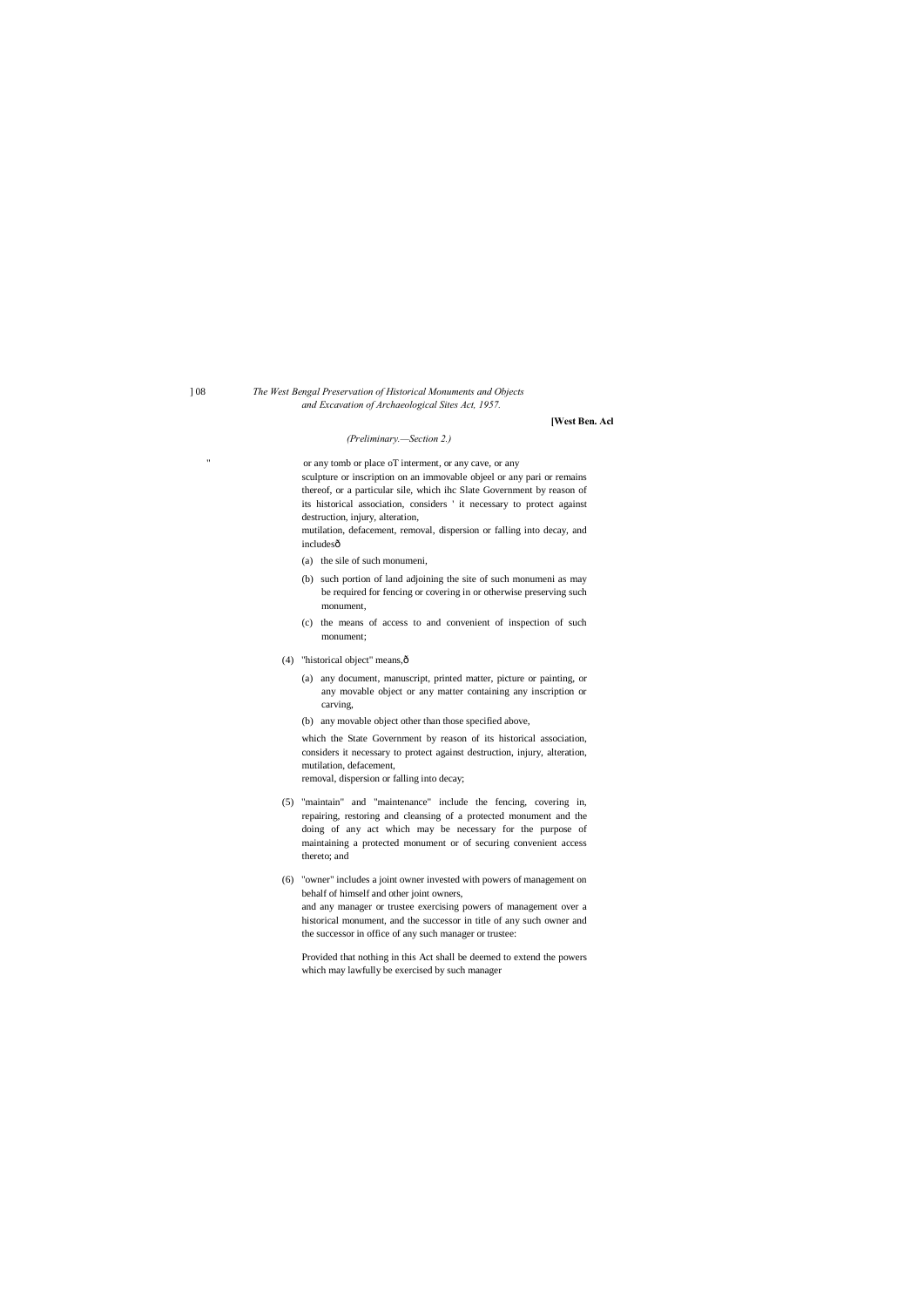*(Preliminary.—Section 2.)*

or any tomb or place oT interment, or any cave, or any sculpture or inscription on an immovable objeel or any pari or remains thereof, or a particular sile, which ihc Slate Government by reason of its historical association, considers ' it necessary to protect against destruction, injury, alteration, mutilation, defacement, removal, dispersion or falling into decay, and includesô

(a) the sile of such monumeni,

(b) such portion of land adjoining the site of such monumeni as may be required for fencing or covering in or otherwise preserving such monument,

(c) the means of access to and convenient of inspection of such monument;

(4) "historical object" means,ô

(a) any document, manuscript, printed matter, picture or painting, or any movable object or any matter containing any inscription or carving,

(b) any movable object other than those specified above,

which the State Government by reason of its historical association, considers it necessary to protect against destruction, injury, alteration, mutilation, defacement, removal, dispersion or falling into decay;

(5) "maintain" and "maintenance" include the fencing, covering in, repairing, restoring and cleansing of a protected monument and the doing of any act which may be necessary for the purpose of maintaining a protected monument or of securing convenient access thereto; and

(6) "owner" includes a joint owner invested with powers of management on behalf of himself and other joint owners, and any manager or trustee exercising powers of management over a historical monument, and the successor in title of any such owner and the successor in office of any such manager or trustee:

Provided that nothing in this Act shall be deemed to extend the powers which may lawfully be exercised by such manager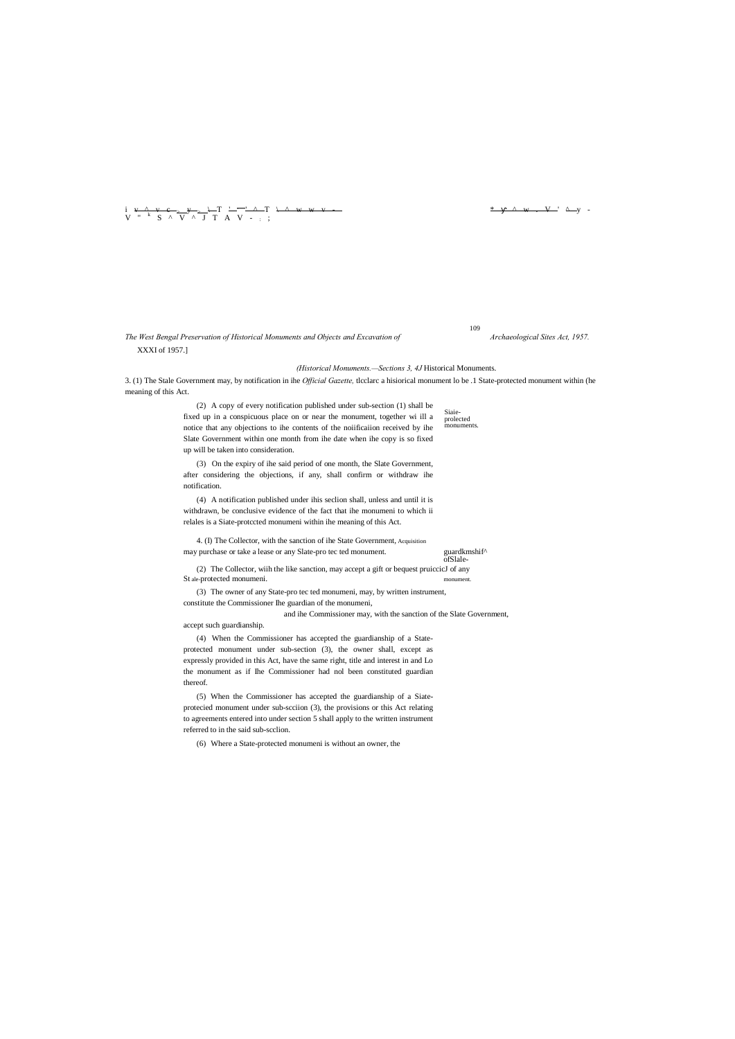*The West Bengal Preservation of Historical Monuments and Objects and Excavation of Archaeological Sites Act, 1957.*

XXXI of 1957.]

*(Historical Monuments.—Sections 3, 4J* Historical Monuments.

3. (1) The Stale Government may, by notification in ihe *Official Gazette,* tlcclarc a hisiorical monument lo be .1 State-protected monument within (he meaning of this Act.

Siaie-prolected monuments.

(2) A copy of every notification published under sub-section (1) shall be fixed up in a conspicuous place on or near the monument, together wi ill a notice that any objections to ihe contents of the noiificaiion received by ihe Slate Government within one month from ihe date when ihe copy is so fixed up will be taken into consideration.

(3) On the expiry of ihe said period of one month, the Slate Government, after considering the objections, if any, shall confirm or withdraw ihe notification.

(4) A notification published under ihis seclion shall, unless and until it is withdrawn, be conclusive evidence of the fact that ihe monumeni to which ii relales is a Siate-protccted monumeni within ihe meaning of this Act.

Acquisition guardkmshif^ ofSlale- monument.

4. (I) The Collector, with the sanction of ihe State Government, may purchase or take a lease or any Slate-pro tec ted monument.

(2) The Collector, wiih the like sanction, may accept a gift or bequest pruiccicJ of any St ale-protected monumeni.

(3) The owner of any State-pro tec ted monumeni, may, by written instrument, constitute the Commissioner Ihe guardian of the monumeni, and ihe Commissioner may, with the sanction of the Slate Government, accept such guardianship.

(4) When the Commissioner has accepted the guardianship of a State-protected monument under sub-section (3), the owner shall, except as expressly provided in this Act, have the same right, title and interest in and Lo the monument as if Ihe Commissioner had nol been constituted guardian thereof.

(5) When the Commissioner has accepted the guardianship of a Siate-protecied monument under sub-scciion (3), the provisions or this Act relating to agreements entered into under section 5 shall apply to the written instrument referred to in the said sub-scclion.

(6) Where a State-protected monumeni is without an owner, the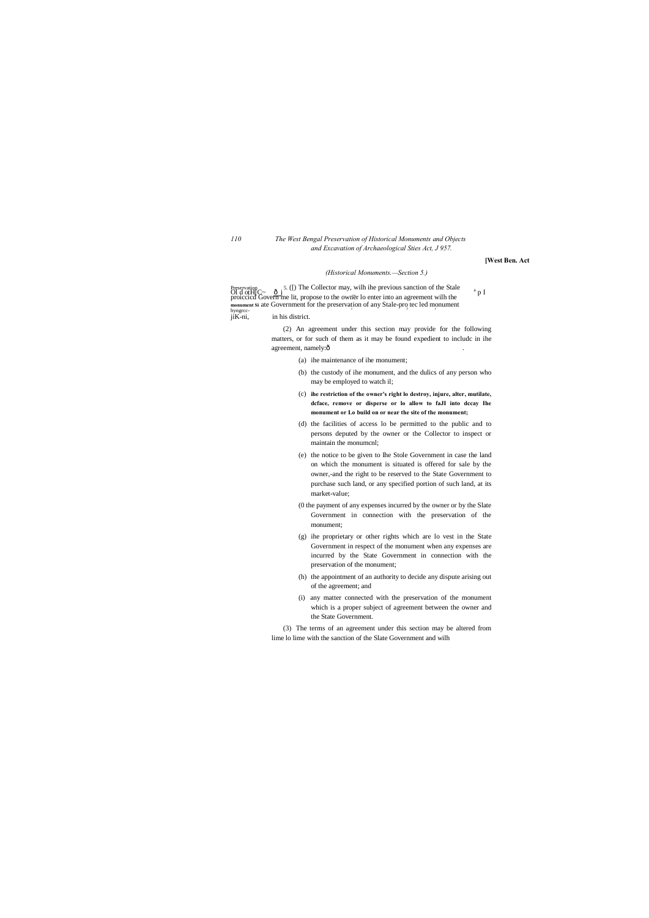**[West Ben. Act**

*(Historical Monuments.—Section 5.)*

Preservation Ol d otH[C~ ð ] byngrcc- jiK-ni, monument Si

5. ([) The Collector may, wilh ihe previous sanction of the Stale proiccicd Govern me lit, propose to the owner lo enter into an agreement wilh the ate Government for the preservation of any Stale-pro tec led monument in his district.

(2) An agreement under this section may provide for the following matters, or for such of them as it may be found expedient to includc in ihe agreement, namely:ð

(a) ihe maintenance of ihe monument;

(b) the custody of ihe monument, and the dulics of any person who may be employed to watch il;

(c) **ihe restriction of the owner's right lo destroy, injure, alter, mutilate, dcface, remove or disperse or lo allow to faJl into dccay Ihe monument or Lo build on or near the site of the monument;**

(d) the facilities of access lo be permitted to the public and to persons deputed by the owner or the Collector to inspect or maintain the monumcnl;

(e) the notice to be given to Ihe Stole Government in case the land on which the monument is situated is offered for sale by the owner,-and the right to be reserved to the State Government to purchase such land, or any specified portion of such land, at its market-value;

(0 the payment of any expenses incurred by the owner or by the Slate Government in connection with the preservation of the monument;

(g) ihe proprietary or other rights which are lo vest in the State Government in respect of the monument when any expenses are incurred by the State Government in connection with the preservation of the monument;

(h) the appointment of an authority to decide any dispute arising out of the agreement; and

(i) any matter connected with the preservation of the monument which is a proper subject of agreement between the owner and the State Government.

(3) The terms of an agreement under this section may be altered from lime lo lime with the sanction of the Slate Government and wilh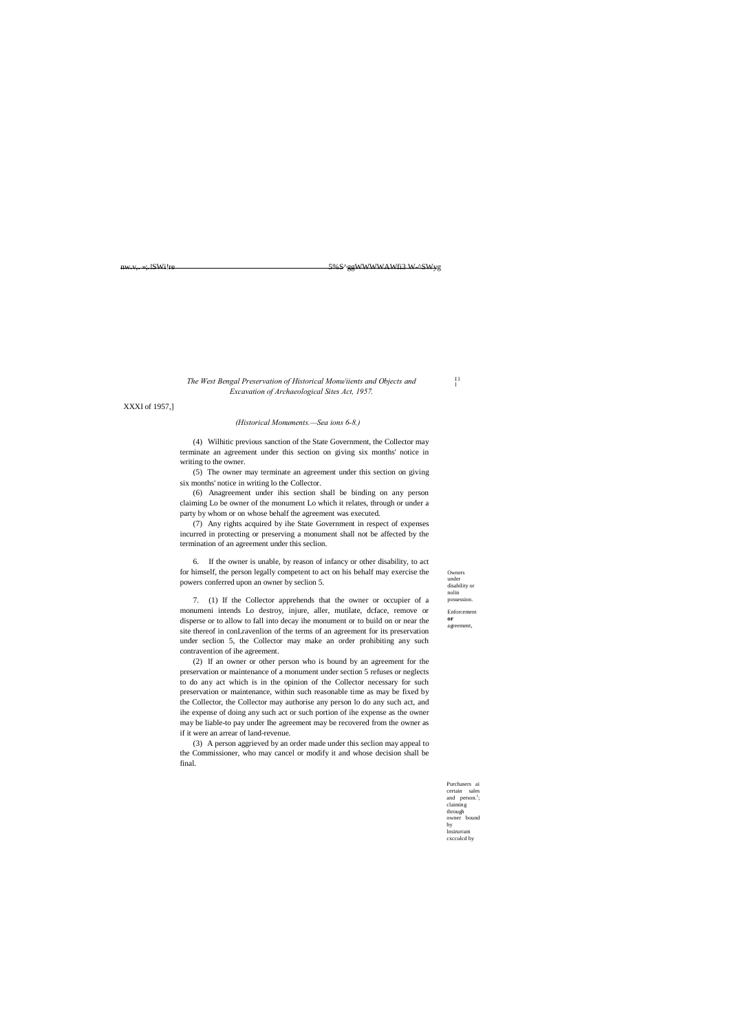XXXI of 1957,]

*(Historical Monuments.—Sea ions 6-8.)*

(4) Wilhitic previous sanction of the State Government, the Collector may terminate an agreement under this section on giving six months' notice in writing to the owner.

(5) The owner may terminate an agreement under this section on giving six months' notice in writing lo the Collector.

(6) Anagreement under ihis section shall be binding on any person claiming Lo be owner of the monument Lo which it relates, through or under a party by whom or on whose behalf the agreement was executed.

(7) Any rights acquired by ihe State Government in respect of expenses incurred in protecting or preserving a monument shall not be affected by the termination of an agreement under this seclion.

Owners under disability or nolin possession.

6. If the owner is unable, by reason of infancy or other disability, to act for himself, the person legally competent to act on his behalf may exercise the powers conferred upon an owner by seclion 5.

Enforcement **or** agreement,

7. (1) If the Collector apprehends that the owner or occupier of a monumeni intends Lo destroy, injure, aller, mutilate, dcface, remove or disperse or to allow to fall into decay ihe monument or to build on or near the site thereof in conLravenlion of the terms of an agreement for its preservation under seclion 5, the Collector may make an order prohibiting any such contravention of ihe agreement.

(2) If an owner or other person who is bound by an agreement for the preservation or maintenance of a monument under section 5 refuses or neglects to do any act which is in the opinion of the Collector necessary for such preservation or maintenance, within such reasonable time as may be fixed by the Collector, the Collector may authorise any person lo do any such act, and ihe expense of doing any such act or such portion of ihe expense as the owner may be liable-to pay under Ihe agreement may be recovered from the owner as if it were an arrear of land-revenue.

(3) A person aggrieved by an order made under this seclion may appeal to the Commissioner, who may cancel or modify it and whose decision shall be final.

Purchasers ai certain sales and person.'; claiming through owner bound by lnsirurram cxcculcd by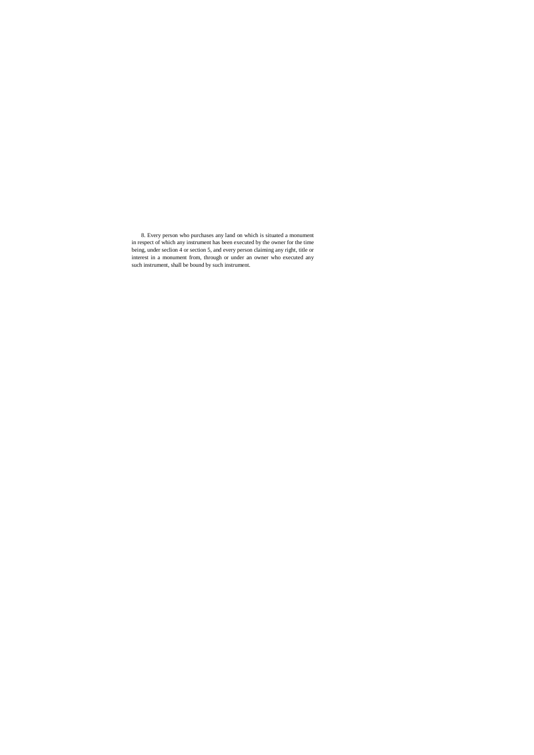8. Every person who purchases any land on which is situated a monument in respect of which any instrument has been executed by the owner for the time being, under seclion 4 or section 5, and every person claiming any right, title or interest in a monument from, through or under an owner who executed any such instrument, shall be bound by such instrument.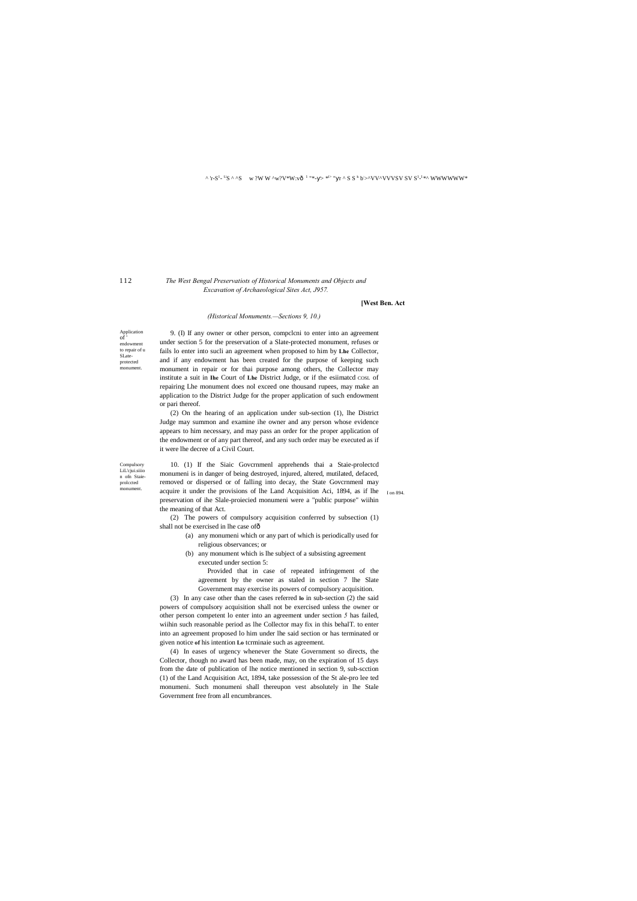*(Historical Monuments.—Sections 9, 10.)*

Application of endowment to repair of u SLate-protected monument.

9. (I) If any owner or other person, compclcni to enter into an agreement under section 5 for the preservation of a Slate-protected monument, refuses or fails lo enter into sucli an agreement when proposed to him by **Lhe** Collector, and if any endowment has been created for the purpose of keeping such monument in repair or for thai purpose among others, the Collector may institute a suit in **lhe** Court of **Lhe** District Judge, or if the esiimatcd COSL of repairing Lhe monument does nol exceed one thousand rupees, may make an application to the District Judge for the proper application of such endowment or pari thereof.

(2) On the hearing of an application under sub-section (1), lhe District Judge may summon and examine ihe owner and any person whose evidence appears to him necessary, and may pass an order for the proper application of the endowment or of any part thereof, and any such order may be executed as if it were lhe decree of a Civil Court.

Compulsory LiL'cjui.siiio n ofn Staie-prolccted monument.

10. (1) If the Siaic Govcrnmenl apprehends thai a Staie-prolectcd monumeni is in danger of being destroyed, injured, altered, mutilated, defaced, removed or dispersed or of falling into decay, the State Govcrnmenl may acquire it under the provisions of lhe Land Acquisition Aci, 1894, as if lhe preservation of ihe Slale-proiecied monumeni were a "public purpose" wiihin the meaning of that Act.

I on 894.

(2) The powers of compulsory acquisition conferred by subsection (1) shall not be exercised in lhe case of—

(a) any monumeni which or any part of which is periodically used for religious observances; or

(b) any monument which is lhe subject of a subsisting agreement executed under section 5:

Provided that in case of repeated infringement of the agreement by the owner as staled in section 7 lhe Slate Government may exercise its powers of compulsory acquisition.

(3) In any case other than the cases referred **lo** in sub-section (2) the said powers of compulsory acquisition shall not be exercised unless the owner or other person competent lo enter into an agreement under section *5* has failed, wiihin such reasonable period as lhe Collector may fix in this behalT. to enter into an agreement proposed lo him under lhe said section or has terminated or given notice **of** his intention **Lo** tcrminaie such as agreement.

(4) In eases of urgency whenever the State Government so directs, the Collector, though no award has been made, may, on the expiration of 15 days from the date of publication of lhe notice mentioned in section 9, sub-scction (1) of the Land Acquisition Act, 1894, take possession of the St ale-pro lee ted monumeni. Such monumeni shall thereupon vest absolutely in lhe Stale Government free from all encumbrances.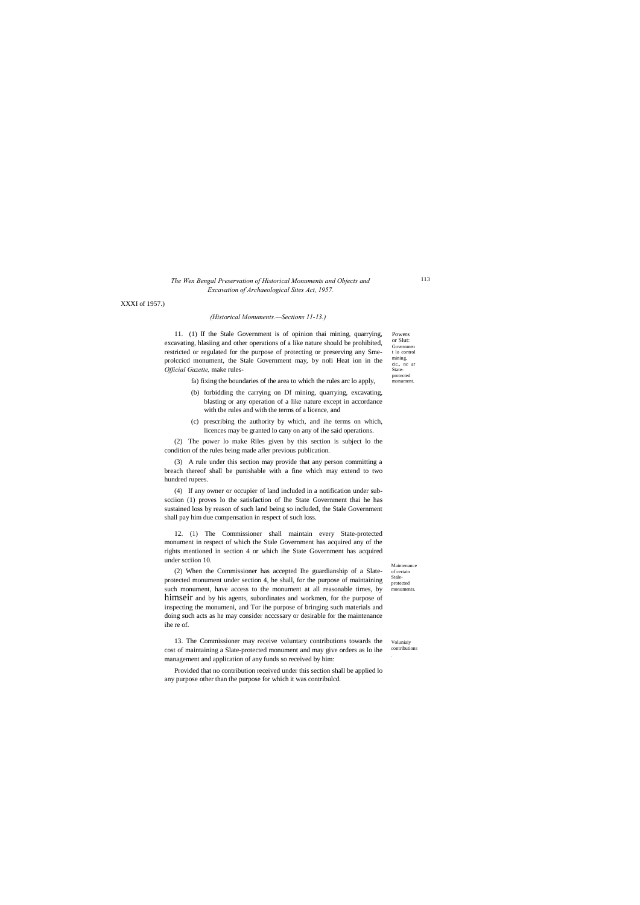XXXI of 1957.)

*(Historical Monuments.—Sections 11-13.)*

Powers or Slut: Governmen t lo control mining, cic., nc ar State-protected monument.

11. (1) If the Stale Government is of opinion thai mining, quarrying, excavating, hlasiing and other operations of a like nature should be prohibited, restricted or regulated for the purpose of protecting or preserving any Sme-prolccicd monument, the Stale Government may, by noli Heat ion in the *Official Gazette,* make rules-

fa) fixing the boundaries of the area to which the rules arc lo apply,

(b) forbidding the carrying on Df mining, quarrying, excavating, blasting or any operation of a like nature except in accordance with the rules and with the terms of a licence, and

(c) prescribing the authority by which, and ihe terms on which, licences may be granted lo cany on any of ihe said operations.

(2) The power lo make Riles given by this section is subject lo the condition of the rules being made afler previous publication.

(3) A rule under this section may provide that any person committing a breach thereof shall be punishable with a fine which may extend to two hundred rupees.

(4) If any owner or occupier of land included in a notification under sub-scciion (1) proves lo the satisfaction of Ihe State Government thai he has sustained loss by reason of such land being so included, the Stale Government shall pay him due compensation in respect of such loss.

Maintenance of certain Stale-protected monuments.

12. (1) The Commissioner shall maintain every State-protected monument in respect of which the Stale Government has acquired any of the rights mentioned in section 4 or which ihe State Government has acquired under scciion 10.

(2) When the Commissioner has accepted Ihe guardianship of a Slate-protected monument under section 4, he shall, for the purpose of maintaining such monument, have access to the monument at all reasonable times, by himseir and by his agents, subordinates and workmen, for the purpose of inspecting the monumeni, and Tor ihe purpose of bringing such materials and doing such acts as he may consider ncccssary or desirable for the maintenance ihe re of.

Voluniaiy contributions.

13. The Commissioner may receive voluntary contributions towards the cost of maintaining a Slate-protected monument and may give orders as lo ihe management and application of any funds so received by him:

Provided that no contribution received under this section shall be applied lo any purpose other than the purpose for which it was contribulcd.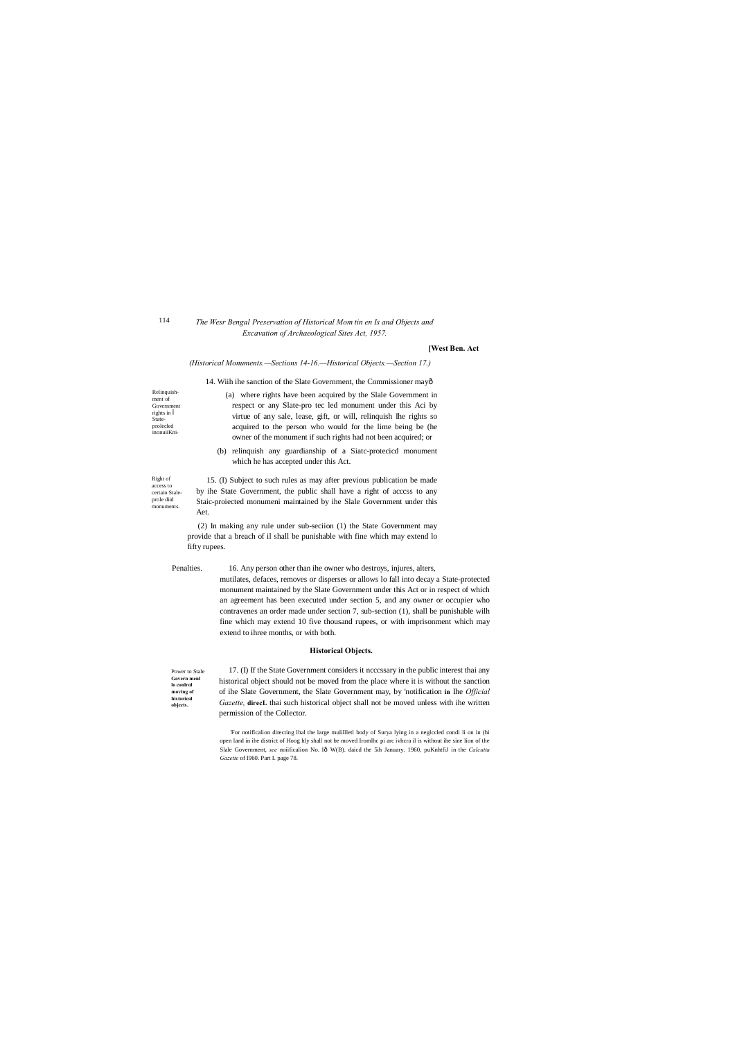*(Historical Monuments.—Sections 14-16.—Historical Objects.—Section 17.)*

14. Wiih ihe sanction of the Slate Government, the Commissioner mayô

Relinquishment of Government rights in State-protecled inonuiiKni-

(a) where rights have been acquired by the Slale Government in respect or any Slate-pro tec led monument under this Aci by virtue of any sale, lease, gift, or will, relinquish Ihe rights so acquired to the person who would for the lime being be (he owner of the monument if such rights had not been acquired; or

(b) relinquish any guardianship of a Siatc-protecicd monument which he has accepted under this Act.

Right of access to certain Stale-prole diid monuments.

15. (I) Subject to such rules as may after previous publication be made by ihe State Government, the public shall have a right of acccss to any Staic-proiected monumeni maintained by ihe Slale Government under this Aet.

(2) In making any rule under sub-seciion (1) the State Government may provide that a breach of il shall be punishable with fine which may extend lo fifty rupees.

Penalties.

16. Any person other than ihe owner who destroys, injures, alters, mutilates, defaces, removes or disperses or allows lo fall into decay a State-protected monument maintained by the Slate Government under this Act or in respect of which an agreement has been executed under section 5, and any owner or occupier who contravenes an order made under section 7, sub-section (1), shall be punishable wilh fine which may extend 10 five thousand rupees, or with imprisonment which may extend to ihree months, or with both.

## Historical Objects.

**Power to Stale Govern menl lo conlrol moving of historical objects.**

17. (I) If the State Government considers it ncccssary in the public interest thai any historical object should not be moved from the place where it is without the sanction of ihe Slate Government, the Slate Government may, by 'notification **in** Ihe *Official Gazette,* **direcL** thai such historical object shall not be moved unless with ihe written permission of the Collector.

'For notiflcalion directing lhal the large mulillletl body of Surya lying in a neglccled condi li on in (hi open land in ihe district of Hoog hly shall not be moved Iromlhc pi arc ivhcra il is without ihe sine lion of the Slale Government, *see* noiificalion No. Iô W(B). daicd the 5ih January. 1960, puKnhtfiJ in the *Calcutta Gazette* of I960. Part I. page 78.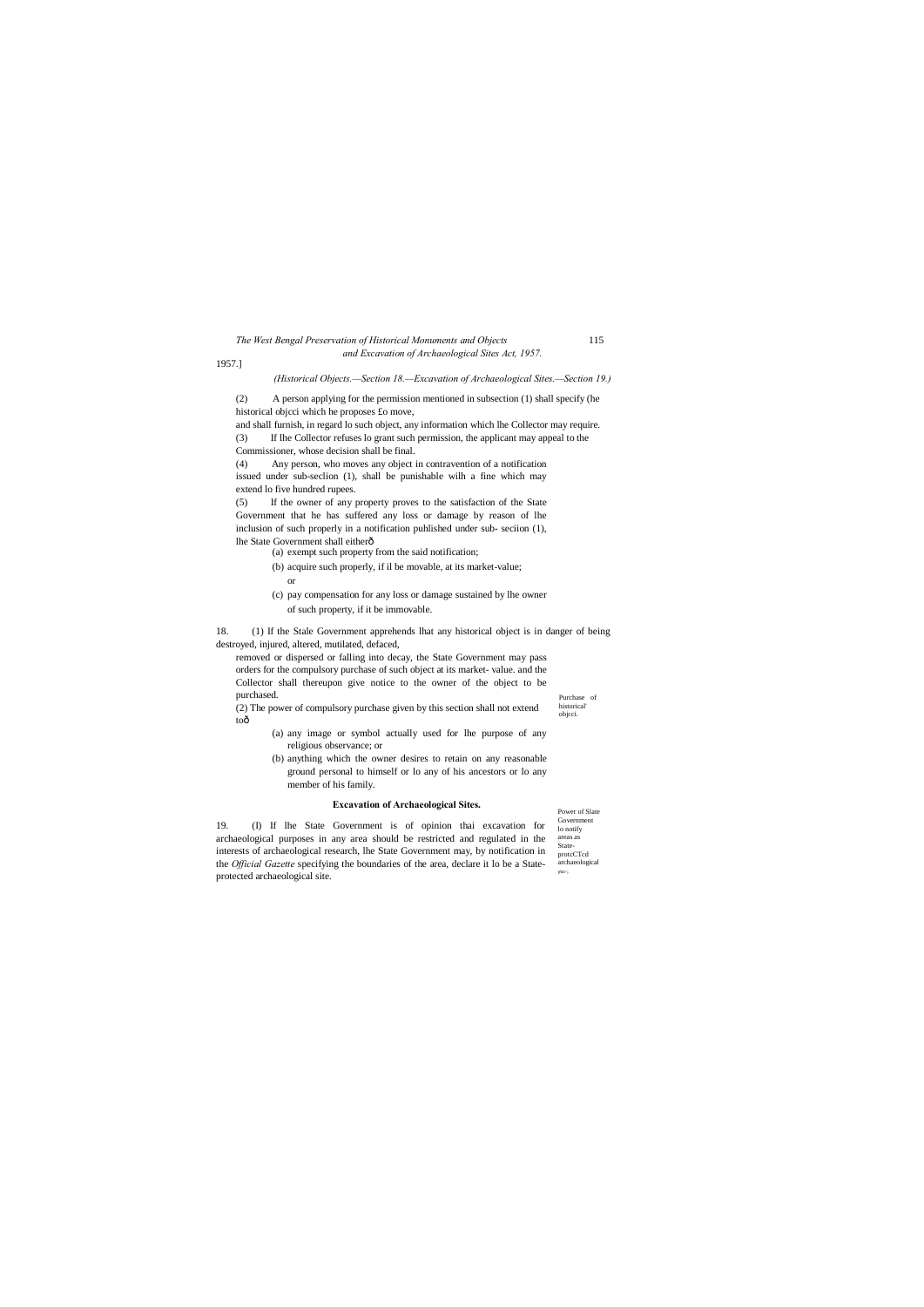1957.]

*(Historical Objects.—Section 18.—Excavation of Archaeological Sites.—Section 19.)*

(2) A person applying for the permission mentioned in subsection (1) shall specify (he historical objcci which he proposes £o move,

and shall furnish, in regard lo such object, any information which lhe Collector may require.

(3) If lhe Collector refuses lo grant such permission, the applicant may appeal to the Commissioner, whose decision shall be final.

(4) Any person, who moves any object in contravention of a notification issued under sub-seclion (1), shall be punishable wilh a fine which may extend lo five hundred rupees.

(5) If the owner of any property proves to the satisfaction of the State Government that he has suffered any loss or damage by reason of lhe inclusion of such properly in a notification puhlished under sub- seciion (1), lhe State Government shall eitherð

(a) exempt such property from the said notification;

(b) acquire such properly, if il be movable, at its market-value;

or

(c) pay compensation for any loss or damage sustained by lhe owner of such property, if it be immovable.

Purchase of historical' objcci.

18. (1) If the Stale Government apprehends lhat any historical object is in danger of being destroyed, injured, altered, mutilated, defaced,

removed or dispersed or falling into decay, the State Government may pass orders for the compulsory purchase of such object at its market- value. and the Collector shall thereupon give notice to the owner of the object to be purchased.

(2) The power of compulsory purchase given by this section shall not extend toð

(a) any image or symbol actually used for lhe purpose of any religious observance; or

(b) anything which the owner desires to retain on any reasonable ground personal to himself or lo any of his ancestors or lo any member of his family.

**Excavation of Archaeological Sites.**

Power of Slate Government lo notify areas as State-protcCTcd archaeological ytsi-;.

19. (I) If lhe State Government is of opinion thai excavation for archaeological purposes in any area should be restricted and regulated in the interests of archaeological research, lhe State Government may, by notification in the *Official Gazette* specifying the boundaries of the area, declare it lo be a State-protected archaeological site.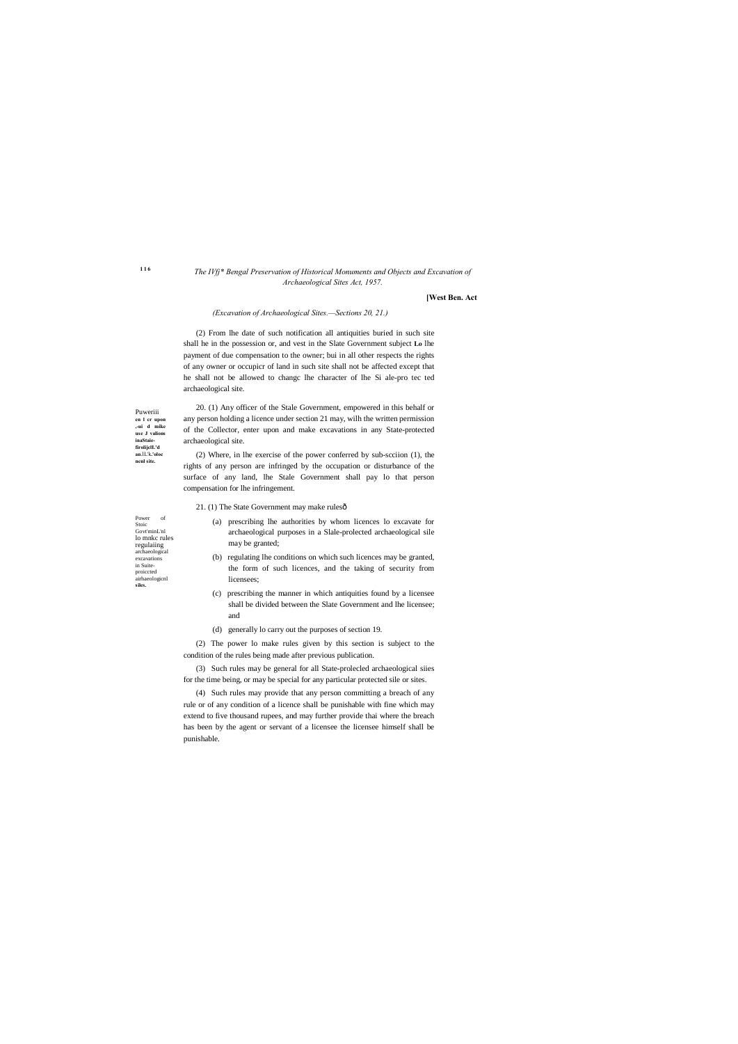*(Excavation of Archaeological Sites.—Sections 20, 21.)*

(2) From lhe date of such notification all antiquities buried in such site shall he in the possession or, and vest in the Slate Government subject **Lo** lhe payment of due compensation to the owner; bui in all other respects the rights of any owner or occupicr of land in such site shall not be affected except that he shall not be allowed to changc lhe character of lhe Si ale-pro tec ted archaeological site.

Puweriii **cn l cr upon ,-ui d mike use J valions inaStaie-firoliijcIL'd an.lL'k.'oloc nenl site.**

20. (1) Any officer of the Stale Government, empowered in this behalf or any person holding a licence under section 21 may, wilh the written permission of the Collector, enter upon and make excavations in any State-protected archaeological site.

(2) Where, in lhe exercise of the power conferred by sub-scciion (1), the rights of any person are infringed by the occupation or disturbance of the surface of any land, lhe Stale Government shall pay lo that person compensation for lhe infringement.

Power of Stoic Govt'minL'nl lo mnkc rules regulaiing archaeological excavations in Suite-proiccted airhaeologicnl **siles.**

21. (1) The State Government may make rulesô

(a) prescribing lhe authorities by whom licences lo excavate for archaeological purposes in a Slale-prolected archaeological sile may be granted;

(b) regulating lhe conditions on which such licences may be granted, the form of such licences, and the taking of security from licensees;

(c) prescribing the manner in which antiquities found by a licensee shall be divided between the Slate Government and lhe licensee; and

(d) generally lo carry out the purposes of section 19.

(2) The power lo make rules given by this section is subject to the condition of the rules being made after previous publication.

(3) Such rules may be general for all State-prolecled archaeological siies for the time being, or may be special for any particular protected sile or sites.

(4) Such rules may provide that any person committing a breach of any rule or of any condition of a licence shall be punishable with fine which may extend to five thousand rupees, and may further provide thai where the breach has been by the agent or servant of a licensee the licensee himself shall be punishable.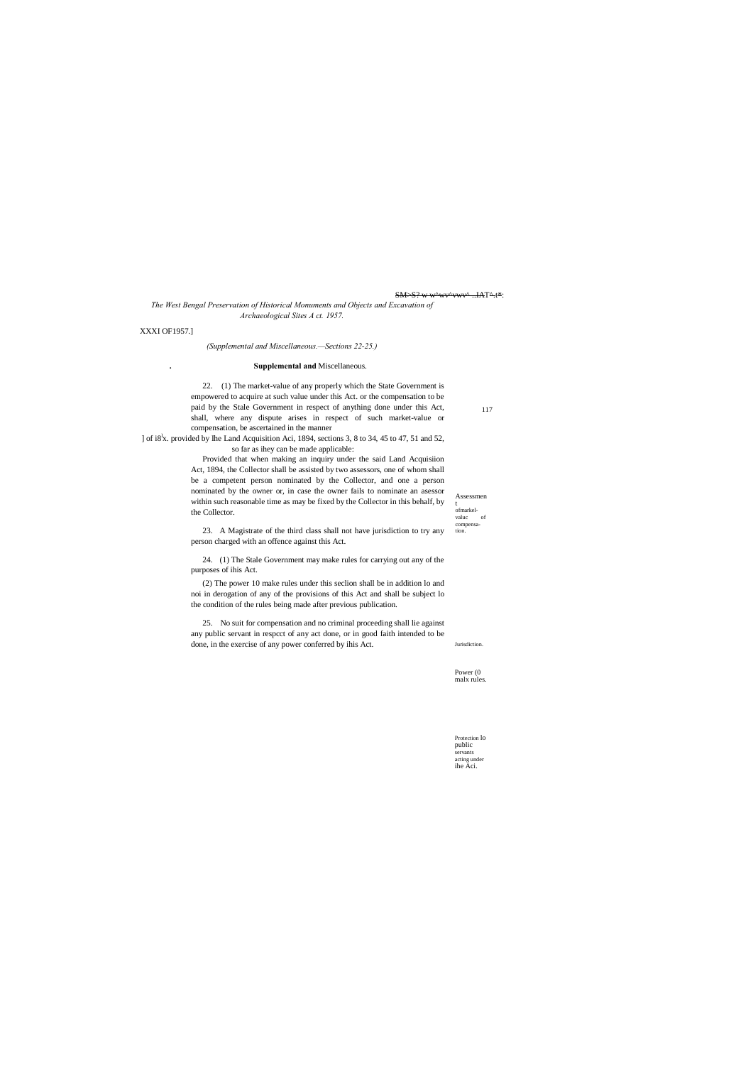*The West Bengal Preservation of Historical Monuments and Objects and Excavation of Archaeological Sites A ct. 1957.*

XXXI OF1957.]

*(Supplemental and Miscellaneous.—Sections 22-25.)*

**Supplemental and** Miscellaneous.

Assessment ofmarkel-valuc of compensa-tion.

22. (1) The market-value of any properly which the State Government is empowered to acquire at such value under this Act. or the compensation to be paid by the Stale Government in respect of anything done under this Act, shall, where any dispute arises in respect of such market-value or compensation, be ascertained in the manner

] of i8[l]x. provided by Ihe Land Acquisition Aci, 1894, sections 3, 8 to 34, 45 to 47, 51 and 52, so far as ihey can be made applicable:

Provided that when making an inquiry under the said Land Acquisiion Act, 1894, the Collector shall be assisted by two assessors, one of whom shall be a competent person nominated by the Collector, and one a person nominated by the owner or, in case the owner fails to nominate an asessor within such reasonable time as may be fixed by the Collector in this behalf, by the Collector.

Jurisdiction.

23. A Magistrate of the third class shall not have jurisdiction to try any person charged with an offence against this Act.

Power (0 malx rules.

24. (1) The Stale Government may make rules for carrying out any of the purposes of ihis Act.

(2) The power 10 make rules under this seclion shall be in addition lo and noi in derogation of any of the provisions of this Act and shall be subject lo the condition of the rules being made after previous publication.

Protection lo public servants acting under ihe Aci.

25. No suit for compensation and no criminal proceeding shall lie against any public servant in respcct of any act done, or in good faith intended to be done, in the exercise of any power conferred by ihis Act.